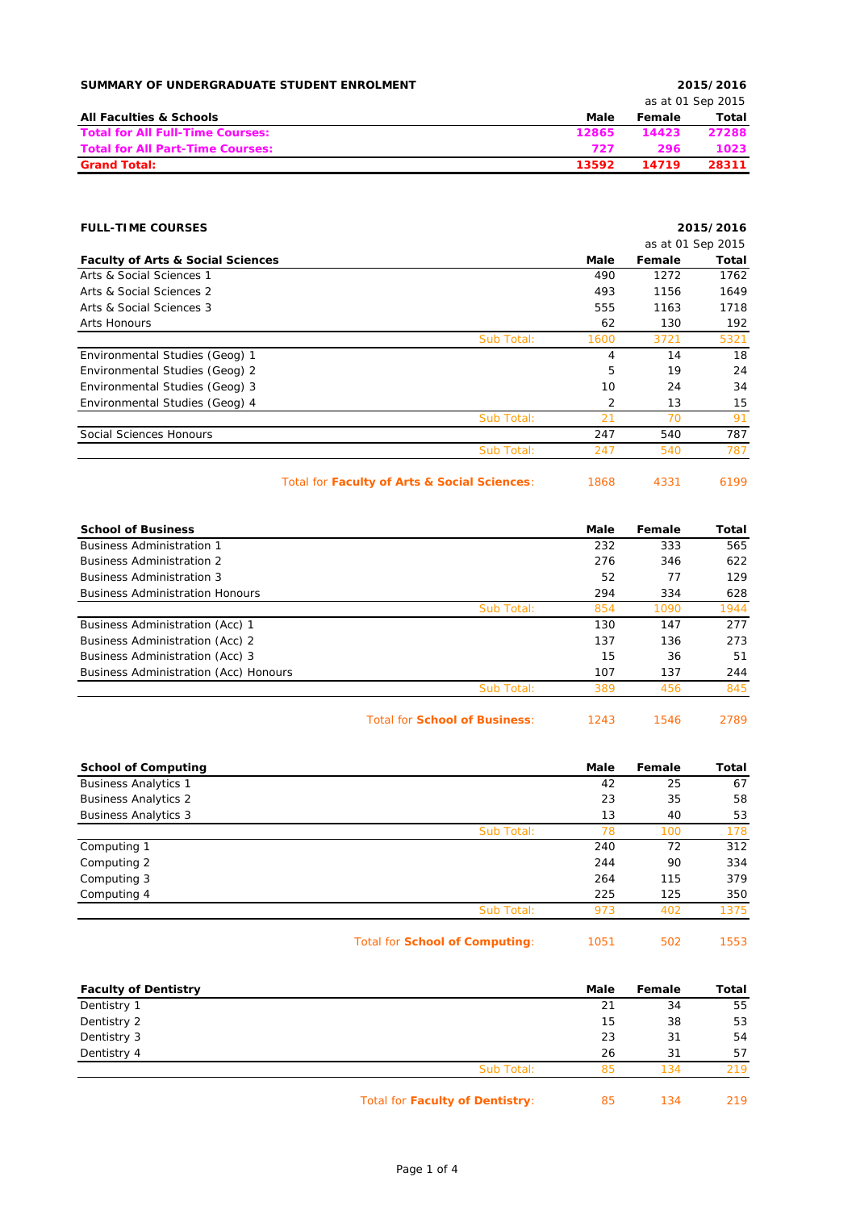**SUMMARY OF UNDERGRADUATE STUDENT ENROLMENT** **2015/2016**

as at 01 Sep 2015

| All Faculties & Schools | Male | Female | Total |
|---|---|---|---|
| **Total for All Full-Time Courses:** | **12865** | **14423** | **27288** |
| **Total for All Part-Time Courses:** | **727** | **296** | **1023** |
| **Grand Total:** | **13592** | **14719** | **28311** |

**FULL-TIME COURSES** **2015/2016**

as at 01 Sep 2015

| Faculty of Arts & Social Sciences | | Male | Female | Total |
|---|---|---|---|---|
| Arts & Social Sciences 1 | | 490 | 1272 | 1762 |
| Arts & Social Sciences 2 | | 493 | 1156 | 1649 |
| Arts & Social Sciences 3 | | 555 | 1163 | 1718 |
| Arts Honours | | 62 | 130 | 192 |
| | Sub Total: | 1600 | 3721 | 5321 |
| Environmental Studies (Geog) 1 | | 4 | 14 | 18 |
| Environmental Studies (Geog) 2 | | 5 | 19 | 24 |
| Environmental Studies (Geog) 3 | | 10 | 24 | 34 |
| Environmental Studies (Geog) 4 | | 2 | 13 | 15 |
| | Sub Total: | 21 | 70 | 91 |
| Social Sciences Honours | | 247 | 540 | 787 |
| | Sub Total: | 247 | 540 | 787 |
| | Total for **Faculty of Arts & Social Sciences**: | 1868 | 4331 | 6199 |

| School of Business | | Male | Female | Total |
|---|---|---|---|---|
| Business Administration 1 | | 232 | 333 | 565 |
| Business Administration 2 | | 276 | 346 | 622 |
| Business Administration 3 | | 52 | 77 | 129 |
| Business Administration Honours | | 294 | 334 | 628 |
| | Sub Total: | 854 | 1090 | 1944 |
| Business Administration (Acc) 1 | | 130 | 147 | 277 |
| Business Administration (Acc) 2 | | 137 | 136 | 273 |
| Business Administration (Acc) 3 | | 15 | 36 | 51 |
| Business Administration (Acc) Honours | | 107 | 137 | 244 |
| | Sub Total: | 389 | 456 | 845 |
| | Total for **School of Business**: | 1243 | 1546 | 2789 |

| School of Computing | | Male | Female | Total |
|---|---|---|---|---|
| Business Analytics 1 | | 42 | 25 | 67 |
| Business Analytics 2 | | 23 | 35 | 58 |
| Business Analytics 3 | | 13 | 40 | 53 |
| | Sub Total: | 78 | 100 | 178 |
| Computing 1 | | 240 | 72 | 312 |
| Computing 2 | | 244 | 90 | 334 |
| Computing 3 | | 264 | 115 | 379 |
| Computing 4 | | 225 | 125 | 350 |
| | Sub Total: | 973 | 402 | 1375 |
| | Total for **School of Computing**: | 1051 | 502 | 1553 |

| Faculty of Dentistry | | Male | Female | Total |
|---|---|---|---|---|
| Dentistry 1 | | 21 | 34 | 55 |
| Dentistry 2 | | 15 | 38 | 53 |
| Dentistry 3 | | 23 | 31 | 54 |
| Dentistry 4 | | 26 | 31 | 57 |
| | Sub Total: | 85 | 134 | 219 |
| | Total for **Faculty of Dentistry**: | 85 | 134 | 219 |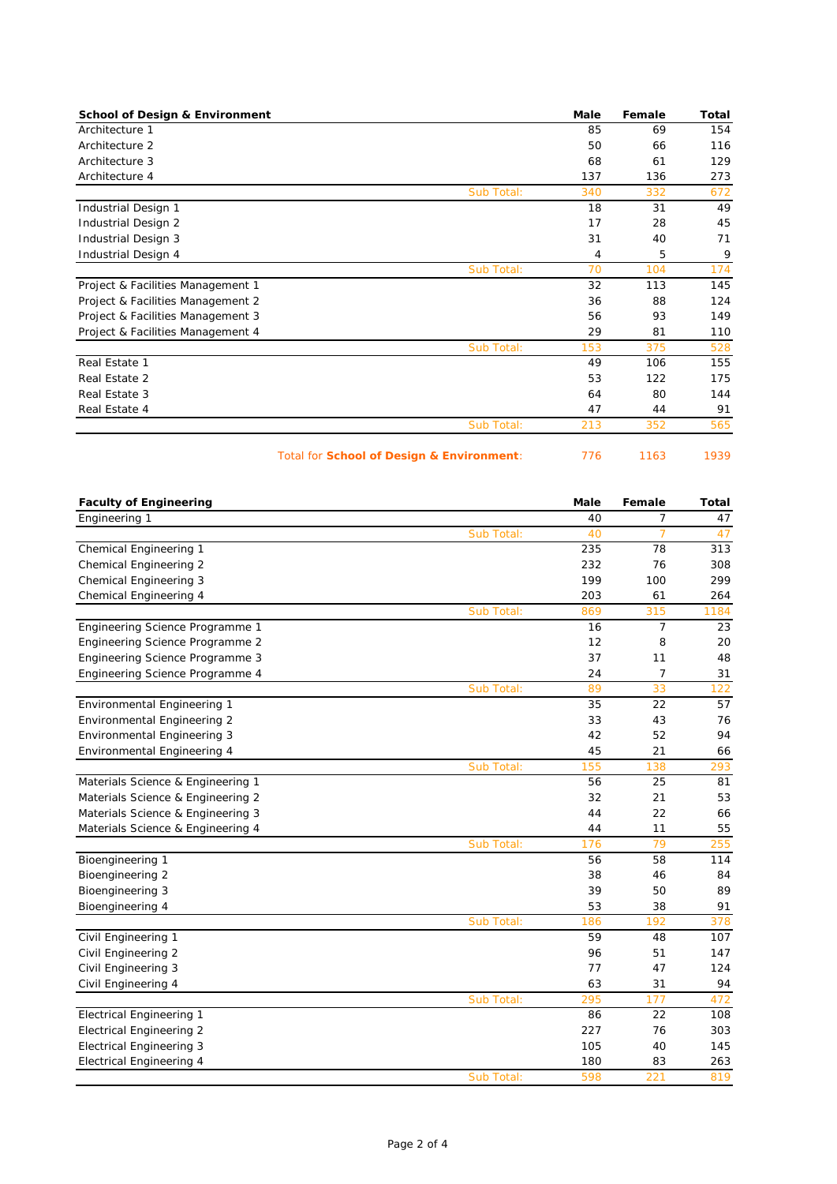| School of Design & Environment | | Male | Female | Total |
|---|---|---|---|---|
| Architecture 1 | | 85 | 69 | 154 |
| Architecture 2 | | 50 | 66 | 116 |
| Architecture 3 | | 68 | 61 | 129 |
| Architecture 4 | | 137 | 136 | 273 |
| | Sub Total: | 340 | 332 | 672 |
| Industrial Design 1 | | 18 | 31 | 49 |
| Industrial Design 2 | | 17 | 28 | 45 |
| Industrial Design 3 | | 31 | 40 | 71 |
| Industrial Design 4 | | 4 | 5 | 9 |
| | Sub Total: | 70 | 104 | 174 |
| Project & Facilities Management 1 | | 32 | 113 | 145 |
| Project & Facilities Management 2 | | 36 | 88 | 124 |
| Project & Facilities Management 3 | | 56 | 93 | 149 |
| Project & Facilities Management 4 | | 29 | 81 | 110 |
| | Sub Total: | 153 | 375 | 528 |
| Real Estate 1 | | 49 | 106 | 155 |
| Real Estate 2 | | 53 | 122 | 175 |
| Real Estate 3 | | 64 | 80 | 144 |
| Real Estate 4 | | 47 | 44 | 91 |
| | Sub Total: | 213 | 352 | 565 |
| | Total for **School of Design & Environment**: | 776 | 1163 | 1939 |

| Faculty of Engineering | | Male | Female | Total |
|---|---|---|---|---|
| Engineering 1 | | 40 | 7 | 47 |
| | Sub Total: | 40 | 7 | 47 |
| Chemical Engineering 1 | | 235 | 78 | 313 |
| Chemical Engineering 2 | | 232 | 76 | 308 |
| Chemical Engineering 3 | | 199 | 100 | 299 |
| Chemical Engineering 4 | | 203 | 61 | 264 |
| | Sub Total: | 869 | 315 | 1184 |
| Engineering Science Programme 1 | | 16 | 7 | 23 |
| Engineering Science Programme 2 | | 12 | 8 | 20 |
| Engineering Science Programme 3 | | 37 | 11 | 48 |
| Engineering Science Programme 4 | | 24 | 7 | 31 |
| | Sub Total: | 89 | 33 | 122 |
| Environmental Engineering 1 | | 35 | 22 | 57 |
| Environmental Engineering 2 | | 33 | 43 | 76 |
| Environmental Engineering 3 | | 42 | 52 | 94 |
| Environmental Engineering 4 | | 45 | 21 | 66 |
| | Sub Total: | 155 | 138 | 293 |
| Materials Science & Engineering 1 | | 56 | 25 | 81 |
| Materials Science & Engineering 2 | | 32 | 21 | 53 |
| Materials Science & Engineering 3 | | 44 | 22 | 66 |
| Materials Science & Engineering 4 | | 44 | 11 | 55 |
| | Sub Total: | 176 | 79 | 255 |
| Bioengineering 1 | | 56 | 58 | 114 |
| Bioengineering 2 | | 38 | 46 | 84 |
| Bioengineering 3 | | 39 | 50 | 89 |
| Bioengineering 4 | | 53 | 38 | 91 |
| | Sub Total: | 186 | 192 | 378 |
| Civil Engineering 1 | | 59 | 48 | 107 |
| Civil Engineering 2 | | 96 | 51 | 147 |
| Civil Engineering 3 | | 77 | 47 | 124 |
| Civil Engineering 4 | | 63 | 31 | 94 |
| | Sub Total: | 295 | 177 | 472 |
| Electrical Engineering 1 | | 86 | 22 | 108 |
| Electrical Engineering 2 | | 227 | 76 | 303 |
| Electrical Engineering 3 | | 105 | 40 | 145 |
| Electrical Engineering 4 | | 180 | 83 | 263 |
| | Sub Total: | 598 | 221 | 819 |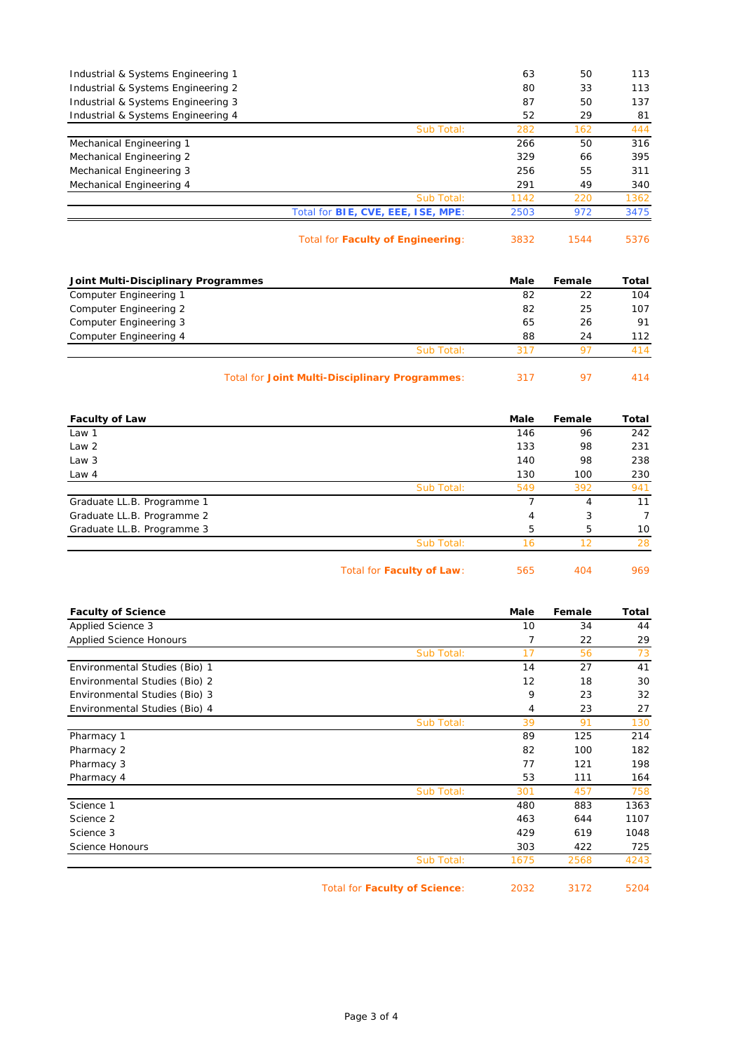| | Male | Female | Total |
|---|---|---|---|
| Industrial & Systems Engineering 1 | 63 | 50 | 113 |
| Industrial & Systems Engineering 2 | 80 | 33 | 113 |
| Industrial & Systems Engineering 3 | 87 | 50 | 137 |
| Industrial & Systems Engineering 4 | 52 | 29 | 81 |
| Sub Total: | 282 | 162 | 444 |
| Mechanical Engineering 1 | 266 | 50 | 316 |
| Mechanical Engineering 2 | 329 | 66 | 395 |
| Mechanical Engineering 3 | 256 | 55 | 311 |
| Mechanical Engineering 4 | 291 | 49 | 340 |
| Sub Total: | 1142 | 220 | 1362 |
| Total for **BIE, CVE, EEE, ISE, MPE**: | 2503 | 972 | 3475 |
| Total for **Faculty of Engineering**: | 3832 | 1544 | 5376 |

| **Joint Multi-Disciplinary Programmes** | **Male** | **Female** | **Total** |
|---|---|---|---|
| Computer Engineering 1 | 82 | 22 | 104 |
| Computer Engineering 2 | 82 | 25 | 107 |
| Computer Engineering 3 | 65 | 26 | 91 |
| Computer Engineering 4 | 88 | 24 | 112 |
| Sub Total: | 317 | 97 | 414 |
| Total for **Joint Multi-Disciplinary Programmes**: | 317 | 97 | 414 |

| **Faculty of Law** | **Male** | **Female** | **Total** |
|---|---|---|---|
| Law 1 | 146 | 96 | 242 |
| Law 2 | 133 | 98 | 231 |
| Law 3 | 140 | 98 | 238 |
| Law 4 | 130 | 100 | 230 |
| Sub Total: | 549 | 392 | 941 |
| Graduate LL.B. Programme 1 | 7 | 4 | 11 |
| Graduate LL.B. Programme 2 | 4 | 3 | 7 |
| Graduate LL.B. Programme 3 | 5 | 5 | 10 |
| Sub Total: | 16 | 12 | 28 |
| Total for **Faculty of Law**: | 565 | 404 | 969 |

| **Faculty of Science** | **Male** | **Female** | **Total** |
|---|---|---|---|
| Applied Science 3 | 10 | 34 | 44 |
| Applied Science Honours | 7 | 22 | 29 |
| Sub Total: | 17 | 56 | 73 |
| Environmental Studies (Bio) 1 | 14 | 27 | 41 |
| Environmental Studies (Bio) 2 | 12 | 18 | 30 |
| Environmental Studies (Bio) 3 | 9 | 23 | 32 |
| Environmental Studies (Bio) 4 | 4 | 23 | 27 |
| Sub Total: | 39 | 91 | 130 |
| Pharmacy 1 | 89 | 125 | 214 |
| Pharmacy 2 | 82 | 100 | 182 |
| Pharmacy 3 | 77 | 121 | 198 |
| Pharmacy 4 | 53 | 111 | 164 |
| Sub Total: | 301 | 457 | 758 |
| Science 1 | 480 | 883 | 1363 |
| Science 2 | 463 | 644 | 1107 |
| Science 3 | 429 | 619 | 1048 |
| Science Honours | 303 | 422 | 725 |
| Sub Total: | 1675 | 2568 | 4243 |
| Total for **Faculty of Science**: | 2032 | 3172 | 5204 |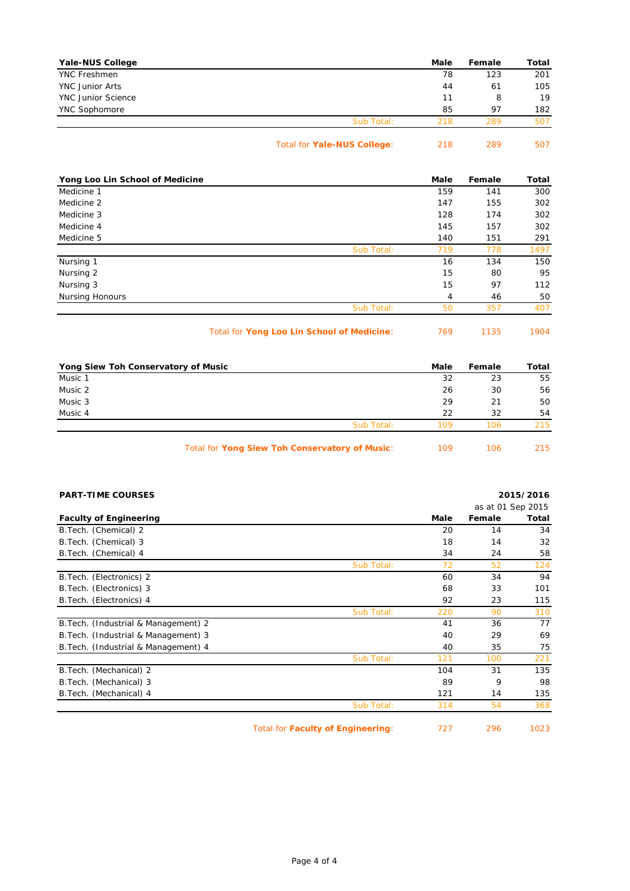| Yale-NUS College | Male | Female | Total |
|---|---|---|---|
| YNC Freshmen | 78 | 123 | 201 |
| YNC Junior Arts | 44 | 61 | 105 |
| YNC Junior Science | 11 | 8 | 19 |
| YNC Sophomore | 85 | 97 | 182 |
| Sub Total: | 218 | 289 | 507 |
| Total for **Yale-NUS College**: | 218 | 289 | 507 |

| Yong Loo Lin School of Medicine | Male | Female | Total |
|---|---|---|---|
| Medicine 1 | 159 | 141 | 300 |
| Medicine 2 | 147 | 155 | 302 |
| Medicine 3 | 128 | 174 | 302 |
| Medicine 4 | 145 | 157 | 302 |
| Medicine 5 | 140 | 151 | 291 |
| Sub Total: | 719 | 778 | 1497 |
| Nursing 1 | 16 | 134 | 150 |
| Nursing 2 | 15 | 80 | 95 |
| Nursing 3 | 15 | 97 | 112 |
| Nursing Honours | 4 | 46 | 50 |
| Sub Total: | 50 | 357 | 407 |
| Total for **Yong Loo Lin School of Medicine**: | 769 | 1135 | 1904 |

| Yong Siew Toh Conservatory of Music | Male | Female | Total |
|---|---|---|---|
| Music 1 | 32 | 23 | 55 |
| Music 2 | 26 | 30 | 56 |
| Music 3 | 29 | 21 | 50 |
| Music 4 | 22 | 32 | 54 |
| Sub Total: | 109 | 106 | 215 |
| Total for **Yong Siew Toh Conservatory of Music**: | 109 | 106 | 215 |

**PART-TIME COURSES** **2015/2016**

as at 01 Sep 2015

| Faculty of Engineering | Male | Female | Total |
|---|---|---|---|
| B.Tech. (Chemical) 2 | 20 | 14 | 34 |
| B.Tech. (Chemical) 3 | 18 | 14 | 32 |
| B.Tech. (Chemical) 4 | 34 | 24 | 58 |
| Sub Total: | 72 | 52 | 124 |
| B.Tech. (Electronics) 2 | 60 | 34 | 94 |
| B.Tech. (Electronics) 3 | 68 | 33 | 101 |
| B.Tech. (Electronics) 4 | 92 | 23 | 115 |
| Sub Total: | 220 | 90 | 310 |
| B.Tech. (Industrial & Management) 2 | 41 | 36 | 77 |
| B.Tech. (Industrial & Management) 3 | 40 | 29 | 69 |
| B.Tech. (Industrial & Management) 4 | 40 | 35 | 75 |
| Sub Total: | 121 | 100 | 221 |
| B.Tech. (Mechanical) 2 | 104 | 31 | 135 |
| B.Tech. (Mechanical) 3 | 89 | 9 | 98 |
| B.Tech. (Mechanical) 4 | 121 | 14 | 135 |
| Sub Total: | 314 | 54 | 368 |
| Total for **Faculty of Engineering**: | 727 | 296 | 1023 |